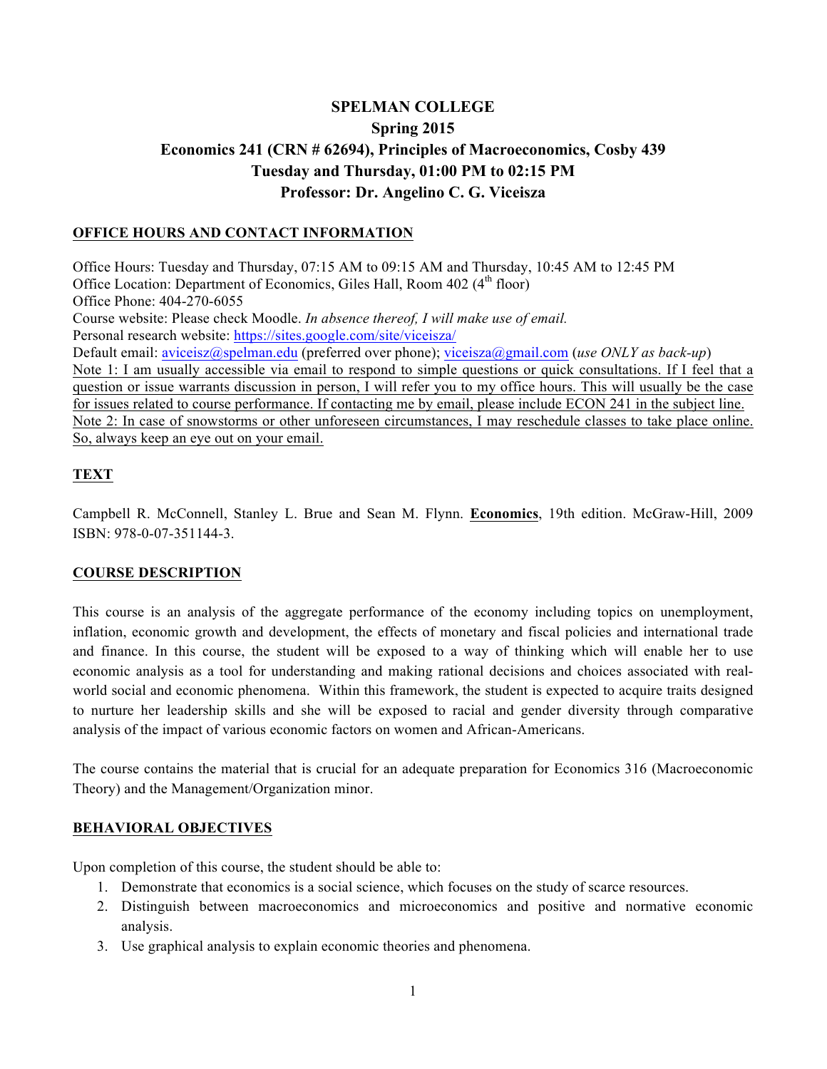# SPELMAN COLLEGE
## Spring 2015
## Economics 241 (CRN # 62694), Principles of Macroeconomics, Cosby 439
## Tuesday and Thursday, 01:00 PM to 02:15 PM
## Professor: Dr. Angelino C. G. Viceisza

### OFFICE HOURS AND CONTACT INFORMATION

Office Hours: Tuesday and Thursday, 07:15 AM to 09:15 AM and Thursday, 10:45 AM to 12:45 PM
Office Location: Department of Economics, Giles Hall, Room 402 (4th floor)
Office Phone: 404-270-6055
Course website: Please check Moodle. *In absence thereof, I will make use of email.*
Personal research website: https://sites.google.com/site/viceisza/
Default email: aviceisz@spelman.edu (preferred over phone); viceisza@gmail.com (*use ONLY as back-up*)
Note 1: I am usually accessible via email to respond to simple questions or quick consultations. If I feel that a question or issue warrants discussion in person, I will refer you to my office hours. This will usually be the case for issues related to course performance. If contacting me by email, please include ECON 241 in the subject line.
Note 2: In case of snowstorms or other unforeseen circumstances, I may reschedule classes to take place online. So, always keep an eye out on your email.

### TEXT

Campbell R. McConnell, Stanley L. Brue and Sean M. Flynn. **Economics**, 19th edition. McGraw-Hill, 2009 ISBN: 978-0-07-351144-3.

### COURSE DESCRIPTION

This course is an analysis of the aggregate performance of the economy including topics on unemployment, inflation, economic growth and development, the effects of monetary and fiscal policies and international trade and finance. In this course, the student will be exposed to a way of thinking which will enable her to use economic analysis as a tool for understanding and making rational decisions and choices associated with real-world social and economic phenomena. Within this framework, the student is expected to acquire traits designed to nurture her leadership skills and she will be exposed to racial and gender diversity through comparative analysis of the impact of various economic factors on women and African-Americans.

The course contains the material that is crucial for an adequate preparation for Economics 316 (Macroeconomic Theory) and the Management/Organization minor.

### BEHAVIORAL OBJECTIVES

Upon completion of this course, the student should be able to:

1. Demonstrate that economics is a social science, which focuses on the study of scarce resources.
2. Distinguish between macroeconomics and microeconomics and positive and normative economic analysis.
3. Use graphical analysis to explain economic theories and phenomena.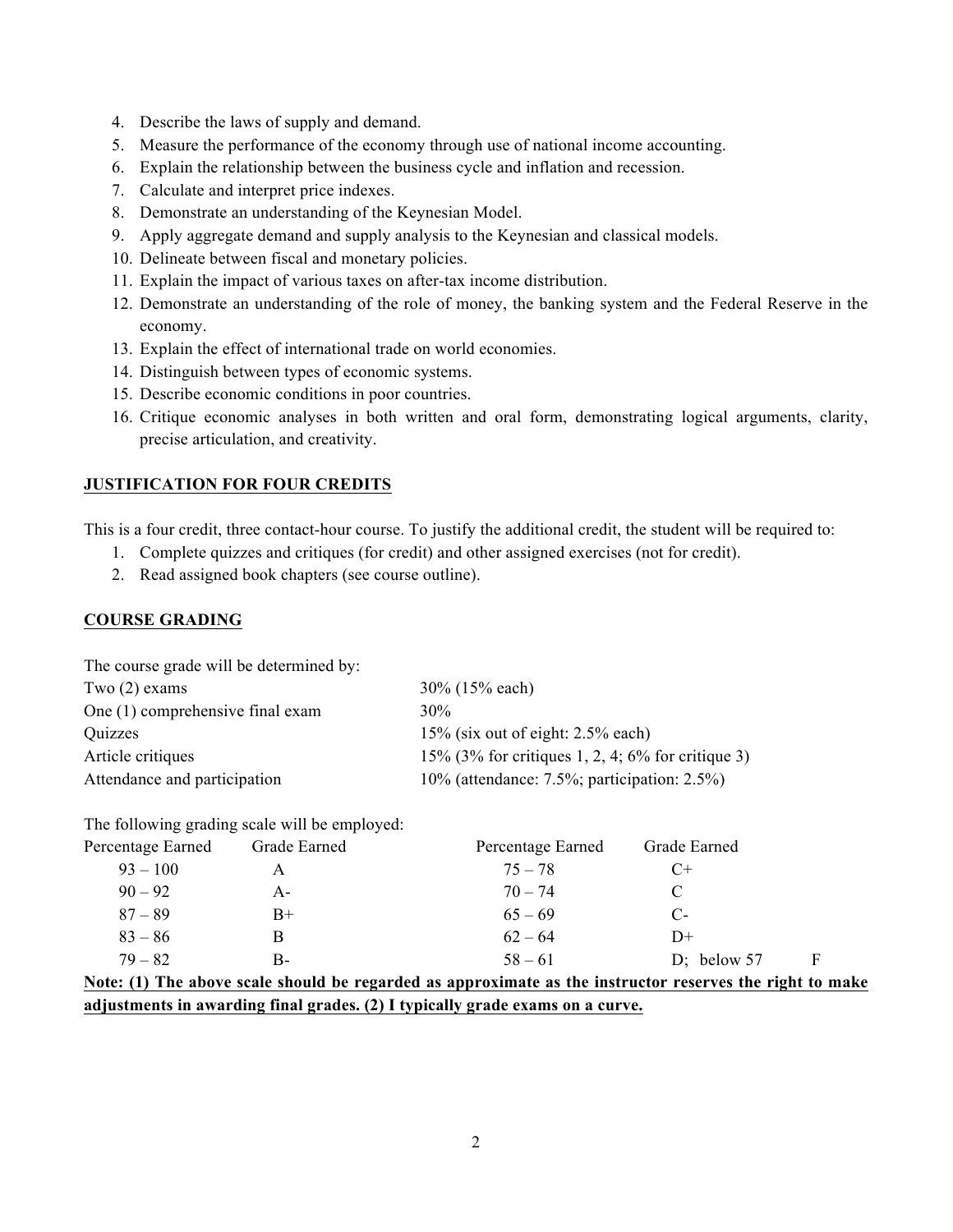4. Describe the laws of supply and demand.
5. Measure the performance of the economy through use of national income accounting.
6. Explain the relationship between the business cycle and inflation and recession.
7. Calculate and interpret price indexes.
8. Demonstrate an understanding of the Keynesian Model.
9. Apply aggregate demand and supply analysis to the Keynesian and classical models.
10. Delineate between fiscal and monetary policies.
11. Explain the impact of various taxes on after-tax income distribution.
12. Demonstrate an understanding of the role of money, the banking system and the Federal Reserve in the economy.
13. Explain the effect of international trade on world economies.
14. Distinguish between types of economic systems.
15. Describe economic conditions in poor countries.
16. Critique economic analyses in both written and oral form, demonstrating logical arguments, clarity, precise articulation, and creativity.

## JUSTIFICATION FOR FOUR CREDITS

This is a four credit, three contact-hour course. To justify the additional credit, the student will be required to:

1. Complete quizzes and critiques (for credit) and other assigned exercises (not for credit).
2. Read assigned book chapters (see course outline).

## COURSE GRADING

The course grade will be determined by:

| | |
|---|---|
| Two (2) exams | 30% (15% each) |
| One (1) comprehensive final exam | 30% |
| Quizzes | 15% (six out of eight: 2.5% each) |
| Article critiques | 15% (3% for critiques 1, 2, 4; 6% for critique 3) |
| Attendance and participation | 10% (attendance: 7.5%; participation: 2.5%) |

The following grading scale will be employed:

| Percentage Earned | Grade Earned | Percentage Earned | Grade Earned | |
|---|---|---|---|---|
| 93 – 100 | A | 75 – 78 | C+ | |
| 90 – 92 | A- | 70 – 74 | C | |
| 87 – 89 | B+ | 65 – 69 | C- | |
| 83 – 86 | B | 62 – 64 | D+ | |
| 79 – 82 | B- | 58 – 61 | D; below 57 | F |

**Note: (1) The above scale should be regarded as approximate as the instructor reserves the right to make adjustments in awarding final grades. (2) I typically grade exams on a curve.**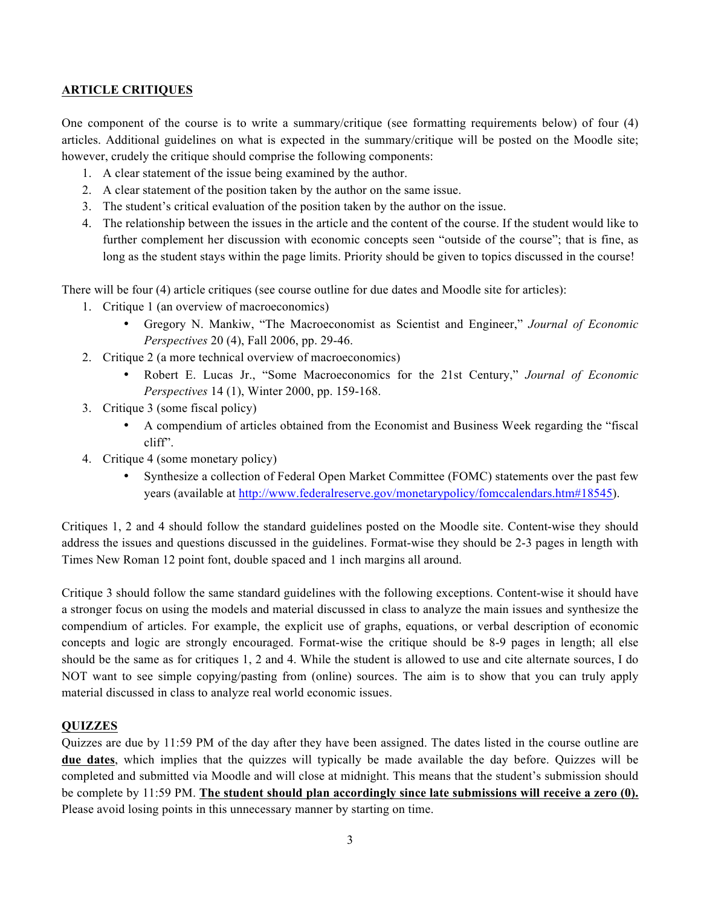## ARTICLE CRITIQUES

One component of the course is to write a summary/critique (see formatting requirements below) of four (4) articles. Additional guidelines on what is expected in the summary/critique will be posted on the Moodle site; however, crudely the critique should comprise the following components:

1. A clear statement of the issue being examined by the author.
2. A clear statement of the position taken by the author on the same issue.
3. The student's critical evaluation of the position taken by the author on the issue.
4. The relationship between the issues in the article and the content of the course. If the student would like to further complement her discussion with economic concepts seen "outside of the course"; that is fine, as long as the student stays within the page limits. Priority should be given to topics discussed in the course!

There will be four (4) article critiques (see course outline for due dates and Moodle site for articles):

1. Critique 1 (an overview of macroeconomics)
   - Gregory N. Mankiw, "The Macroeconomist as Scientist and Engineer," *Journal of Economic Perspectives* 20 (4), Fall 2006, pp. 29-46.
2. Critique 2 (a more technical overview of macroeconomics)
   - Robert E. Lucas Jr., "Some Macroeconomics for the 21st Century," *Journal of Economic Perspectives* 14 (1), Winter 2000, pp. 159-168.
3. Critique 3 (some fiscal policy)
   - A compendium of articles obtained from the Economist and Business Week regarding the "fiscal cliff".
4. Critique 4 (some monetary policy)
   - Synthesize a collection of Federal Open Market Committee (FOMC) statements over the past few years (available at http://www.federalreserve.gov/monetarypolicy/fomccalendars.htm#18545).

Critiques 1, 2 and 4 should follow the standard guidelines posted on the Moodle site. Content-wise they should address the issues and questions discussed in the guidelines. Format-wise they should be 2-3 pages in length with Times New Roman 12 point font, double spaced and 1 inch margins all around.

Critique 3 should follow the same standard guidelines with the following exceptions. Content-wise it should have a stronger focus on using the models and material discussed in class to analyze the main issues and synthesize the compendium of articles. For example, the explicit use of graphs, equations, or verbal description of economic concepts and logic are strongly encouraged. Format-wise the critique should be 8-9 pages in length; all else should be the same as for critiques 1, 2 and 4. While the student is allowed to use and cite alternate sources, I do NOT want to see simple copying/pasting from (online) sources. The aim is to show that you can truly apply material discussed in class to analyze real world economic issues.

## QUIZZES

Quizzes are due by 11:59 PM of the day after they have been assigned. The dates listed in the course outline are **due dates**, which implies that the quizzes will typically be made available the day before. Quizzes will be completed and submitted via Moodle and will close at midnight. This means that the student's submission should be complete by 11:59 PM. **The student should plan accordingly since late submissions will receive a zero (0).** Please avoid losing points in this unnecessary manner by starting on time.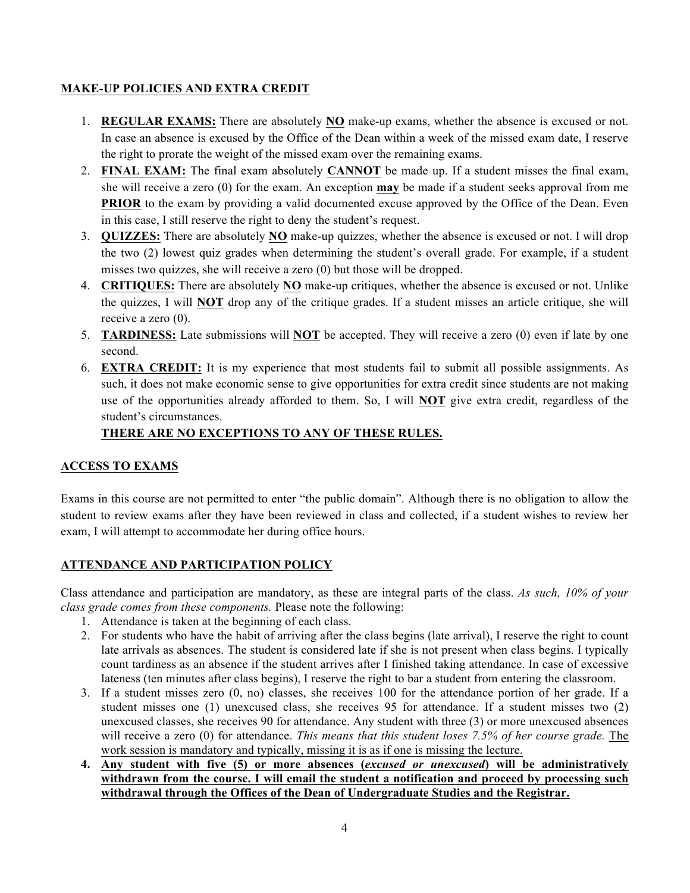## **MAKE-UP POLICIES AND EXTRA CREDIT**

1. **REGULAR EXAMS:** There are absolutely **NO** make-up exams, whether the absence is excused or not. In case an absence is excused by the Office of the Dean within a week of the missed exam date, I reserve the right to prorate the weight of the missed exam over the remaining exams.
2. **FINAL EXAM:** The final exam absolutely **CANNOT** be made up. If a student misses the final exam, she will receive a zero (0) for the exam. An exception **may** be made if a student seeks approval from me **PRIOR** to the exam by providing a valid documented excuse approved by the Office of the Dean. Even in this case, I still reserve the right to deny the student's request.
3. **QUIZZES:** There are absolutely **NO** make-up quizzes, whether the absence is excused or not. I will drop the two (2) lowest quiz grades when determining the student's overall grade. For example, if a student misses two quizzes, she will receive a zero (0) but those will be dropped.
4. **CRITIQUES:** There are absolutely **NO** make-up critiques, whether the absence is excused or not. Unlike the quizzes, I will **NOT** drop any of the critique grades. If a student misses an article critique, she will receive a zero (0).
5. **TARDINESS:** Late submissions will **NOT** be accepted. They will receive a zero (0) even if late by one second.
6. **EXTRA CREDIT:** It is my experience that most students fail to submit all possible assignments. As such, it does not make economic sense to give opportunities for extra credit since students are not making use of the opportunities already afforded to them. So, I will **NOT** give extra credit, regardless of the student's circumstances.

   **THERE ARE NO EXCEPTIONS TO ANY OF THESE RULES.**

## **ACCESS TO EXAMS**

Exams in this course are not permitted to enter "the public domain". Although there is no obligation to allow the student to review exams after they have been reviewed in class and collected, if a student wishes to review her exam, I will attempt to accommodate her during office hours.

## **ATTENDANCE AND PARTICIPATION POLICY**

Class attendance and participation are mandatory, as these are integral parts of the class. *As such, 10% of your class grade comes from these components.* Please note the following:

1. Attendance is taken at the beginning of each class.
2. For students who have the habit of arriving after the class begins (late arrival), I reserve the right to count late arrivals as absences. The student is considered late if she is not present when class begins. I typically count tardiness as an absence if the student arrives after I finished taking attendance. In case of excessive lateness (ten minutes after class begins), I reserve the right to bar a student from entering the classroom.
3. If a student misses zero (0, no) classes, she receives 100 for the attendance portion of her grade. If a student misses one (1) unexcused class, she receives 95 for attendance. If a student misses two (2) unexcused classes, she receives 90 for attendance. Any student with three (3) or more unexcused absences will receive a zero (0) for attendance. *This means that this student loses 7.5% of her course grade.* The work session is mandatory and typically, missing it is as if one is missing the lecture.
4. **Any student with five (5) or more absences (*excused or unexcused*) will be administratively withdrawn from the course. I will email the student a notification and proceed by processing such withdrawal through the Offices of the Dean of Undergraduate Studies and the Registrar.**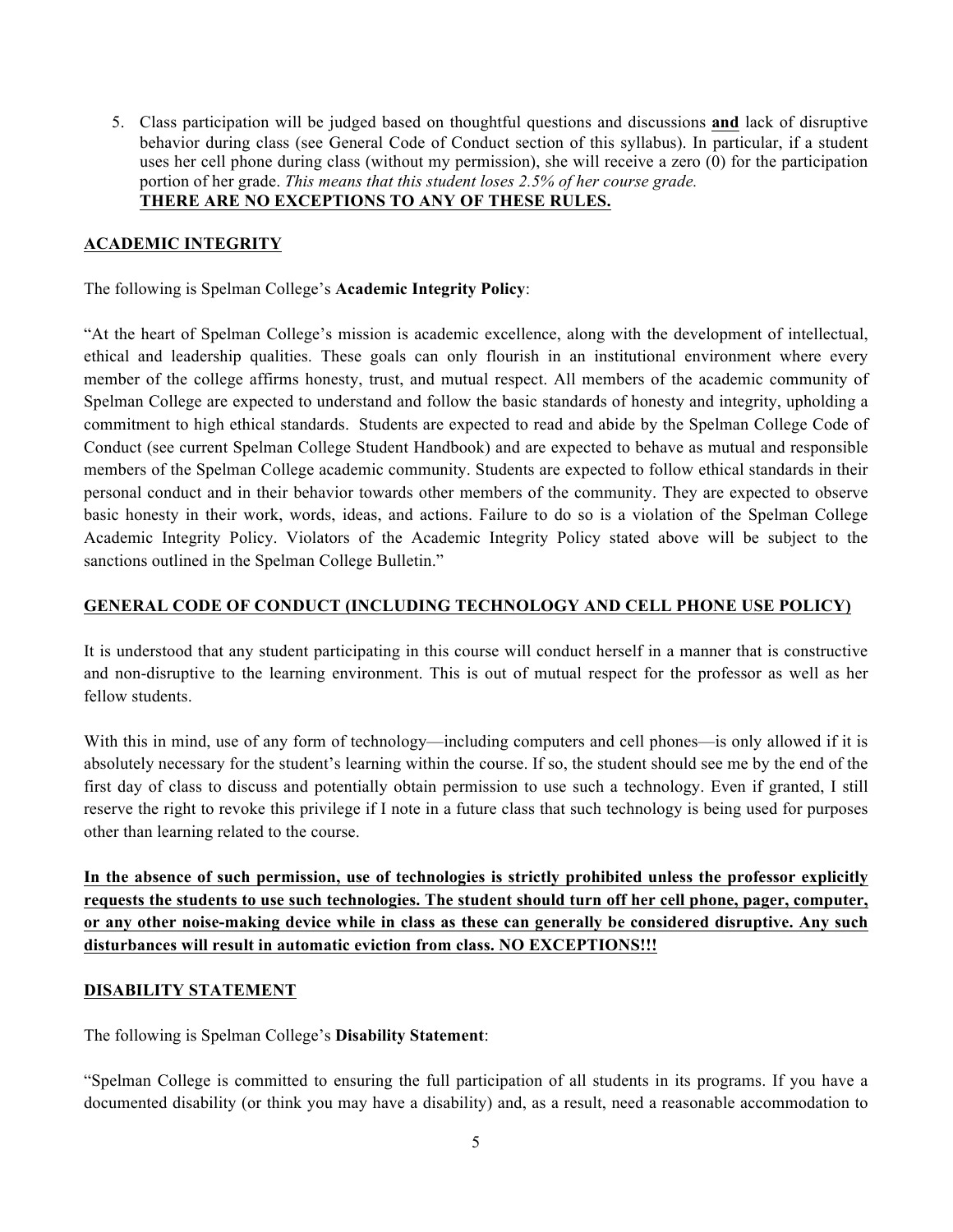5. Class participation will be judged based on thoughtful questions and discussions **and** lack of disruptive behavior during class (see General Code of Conduct section of this syllabus). In particular, if a student uses her cell phone during class (without my permission), she will receive a zero (0) for the participation portion of her grade. *This means that this student loses 2.5% of her course grade.*
   **THERE ARE NO EXCEPTIONS TO ANY OF THESE RULES.**

## ACADEMIC INTEGRITY

The following is Spelman College's **Academic Integrity Policy**:

"At the heart of Spelman College's mission is academic excellence, along with the development of intellectual, ethical and leadership qualities. These goals can only flourish in an institutional environment where every member of the college affirms honesty, trust, and mutual respect. All members of the academic community of Spelman College are expected to understand and follow the basic standards of honesty and integrity, upholding a commitment to high ethical standards. Students are expected to read and abide by the Spelman College Code of Conduct (see current Spelman College Student Handbook) and are expected to behave as mutual and responsible members of the Spelman College academic community. Students are expected to follow ethical standards in their personal conduct and in their behavior towards other members of the community. They are expected to observe basic honesty in their work, words, ideas, and actions. Failure to do so is a violation of the Spelman College Academic Integrity Policy. Violators of the Academic Integrity Policy stated above will be subject to the sanctions outlined in the Spelman College Bulletin."

## GENERAL CODE OF CONDUCT (INCLUDING TECHNOLOGY AND CELL PHONE USE POLICY)

It is understood that any student participating in this course will conduct herself in a manner that is constructive and non-disruptive to the learning environment. This is out of mutual respect for the professor as well as her fellow students.

With this in mind, use of any form of technology—including computers and cell phones—is only allowed if it is absolutely necessary for the student's learning within the course. If so, the student should see me by the end of the first day of class to discuss and potentially obtain permission to use such a technology. Even if granted, I still reserve the right to revoke this privilege if I note in a future class that such technology is being used for purposes other than learning related to the course.

**In the absence of such permission, use of technologies is strictly prohibited unless the professor explicitly requests the students to use such technologies. The student should turn off her cell phone, pager, computer, or any other noise-making device while in class as these can generally be considered disruptive. Any such disturbances will result in automatic eviction from class. NO EXCEPTIONS!!!**

## DISABILITY STATEMENT

The following is Spelman College's **Disability Statement**:

"Spelman College is committed to ensuring the full participation of all students in its programs. If you have a documented disability (or think you may have a disability) and, as a result, need a reasonable accommodation to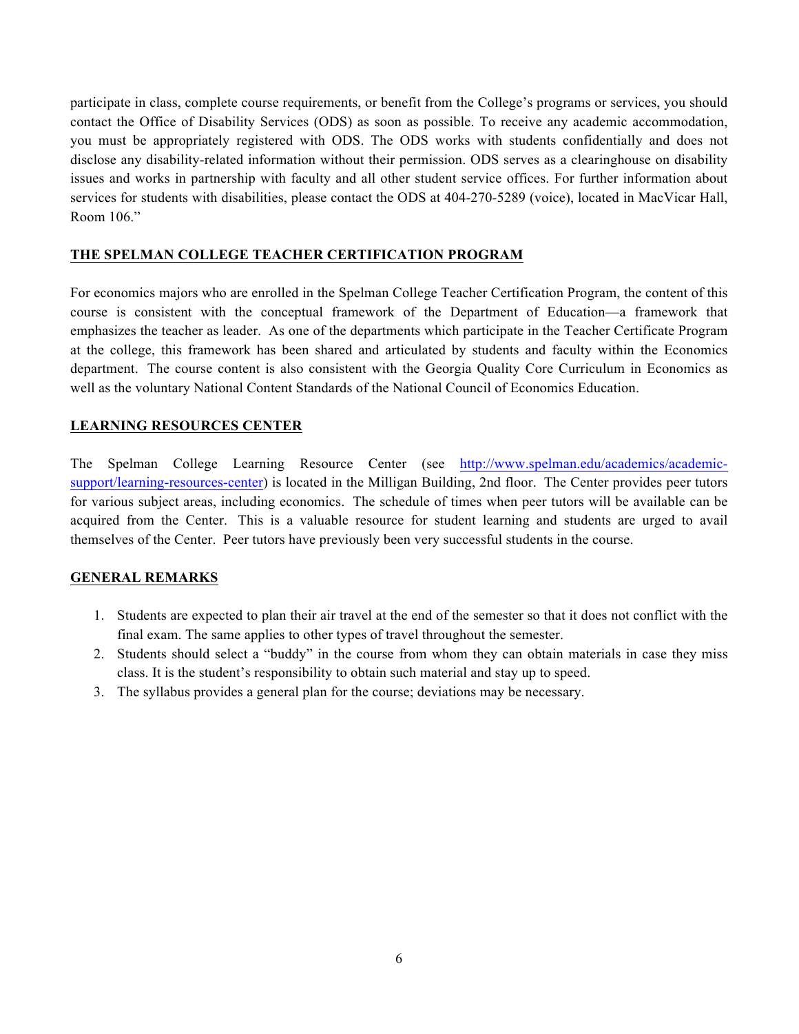participate in class, complete course requirements, or benefit from the College's programs or services, you should contact the Office of Disability Services (ODS) as soon as possible. To receive any academic accommodation, you must be appropriately registered with ODS. The ODS works with students confidentially and does not disclose any disability-related information without their permission. ODS serves as a clearinghouse on disability issues and works in partnership with faculty and all other student service offices. For further information about services for students with disabilities, please contact the ODS at 404-270-5289 (voice), located in MacVicar Hall, Room 106."

## THE SPELMAN COLLEGE TEACHER CERTIFICATION PROGRAM

For economics majors who are enrolled in the Spelman College Teacher Certification Program, the content of this course is consistent with the conceptual framework of the Department of Education—a framework that emphasizes the teacher as leader. As one of the departments which participate in the Teacher Certificate Program at the college, this framework has been shared and articulated by students and faculty within the Economics department. The course content is also consistent with the Georgia Quality Core Curriculum in Economics as well as the voluntary National Content Standards of the National Council of Economics Education.

## LEARNING RESOURCES CENTER

The Spelman College Learning Resource Center (see http://www.spelman.edu/academics/academic-support/learning-resources-center) is located in the Milligan Building, 2nd floor. The Center provides peer tutors for various subject areas, including economics. The schedule of times when peer tutors will be available can be acquired from the Center. This is a valuable resource for student learning and students are urged to avail themselves of the Center. Peer tutors have previously been very successful students in the course.

## GENERAL REMARKS

1. Students are expected to plan their air travel at the end of the semester so that it does not conflict with the final exam. The same applies to other types of travel throughout the semester.
2. Students should select a "buddy" in the course from whom they can obtain materials in case they miss class. It is the student's responsibility to obtain such material and stay up to speed.
3. The syllabus provides a general plan for the course; deviations may be necessary.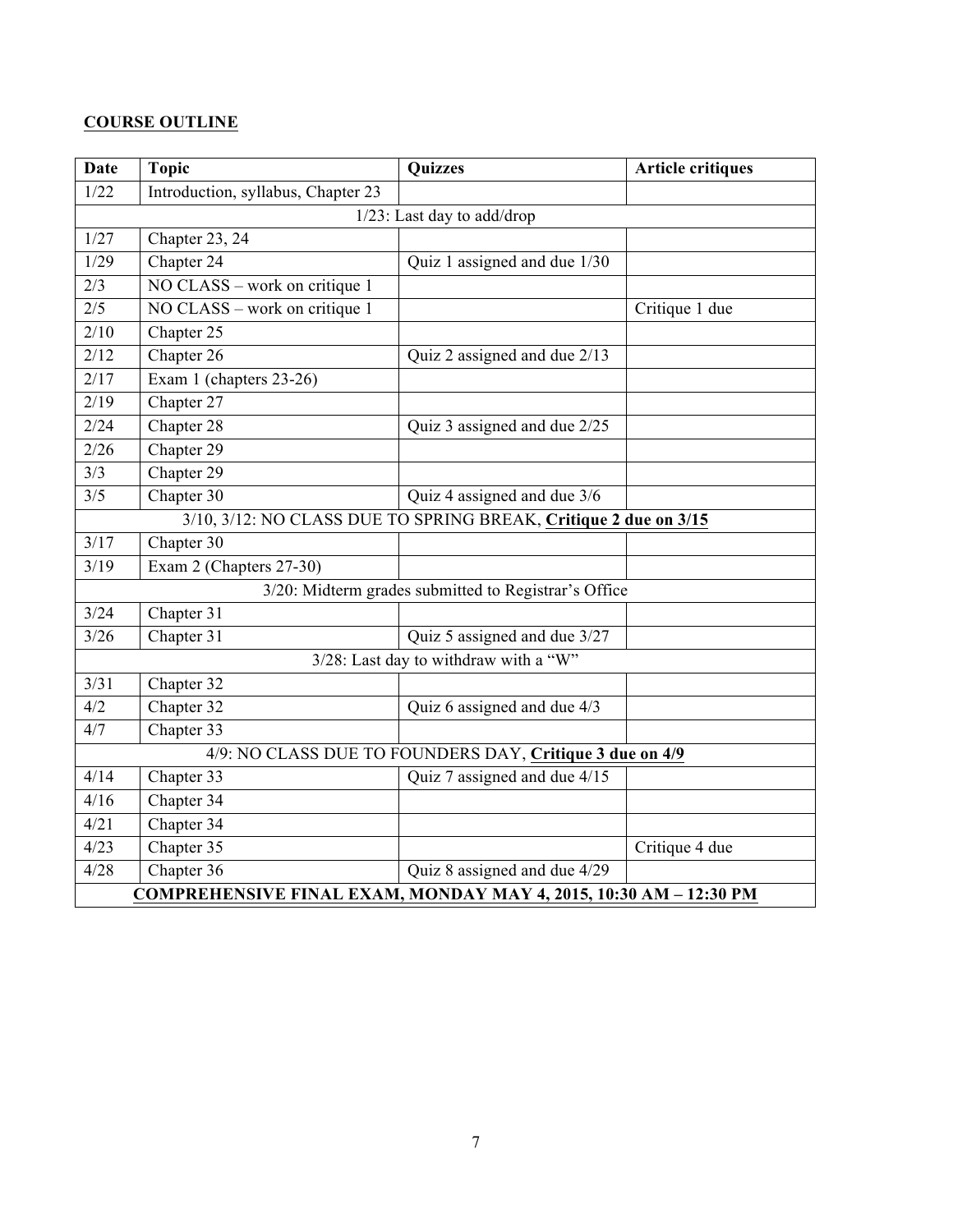## COURSE OUTLINE

| Date | Topic | Quizzes | Article critiques |
|---|---|---|---|
| 1/22 | Introduction, syllabus, Chapter 23 | | |
| 1/23: Last day to add/drop | | | |
| 1/27 | Chapter 23, 24 | | |
| 1/29 | Chapter 24 | Quiz 1 assigned and due 1/30 | |
| 2/3 | NO CLASS – work on critique 1 | | |
| 2/5 | NO CLASS – work on critique 1 | | Critique 1 due |
| 2/10 | Chapter 25 | | |
| 2/12 | Chapter 26 | Quiz 2 assigned and due 2/13 | |
| 2/17 | Exam 1 (chapters 23-26) | | |
| 2/19 | Chapter 27 | | |
| 2/24 | Chapter 28 | Quiz 3 assigned and due 2/25 | |
| 2/26 | Chapter 29 | | |
| 3/3 | Chapter 29 | | |
| 3/5 | Chapter 30 | Quiz 4 assigned and due 3/6 | |
| 3/10, 3/12: NO CLASS DUE TO SPRING BREAK, **Critique 2 due on 3/15** | | | |
| 3/17 | Chapter 30 | | |
| 3/19 | Exam 2 (Chapters 27-30) | | |
| 3/20: Midterm grades submitted to Registrar's Office | | | |
| 3/24 | Chapter 31 | | |
| 3/26 | Chapter 31 | Quiz 5 assigned and due 3/27 | |
| 3/28: Last day to withdraw with a "W" | | | |
| 3/31 | Chapter 32 | | |
| 4/2 | Chapter 32 | Quiz 6 assigned and due 4/3 | |
| 4/7 | Chapter 33 | | |
| 4/9: NO CLASS DUE TO FOUNDERS DAY, **Critique 3 due on 4/9** | | | |
| 4/14 | Chapter 33 | Quiz 7 assigned and due 4/15 | |
| 4/16 | Chapter 34 | | |
| 4/21 | Chapter 34 | | |
| 4/23 | Chapter 35 | | Critique 4 due |
| 4/28 | Chapter 36 | Quiz 8 assigned and due 4/29 | |
| **COMPREHENSIVE FINAL EXAM, MONDAY MAY 4, 2015, 10:30 AM – 12:30 PM** | | | |